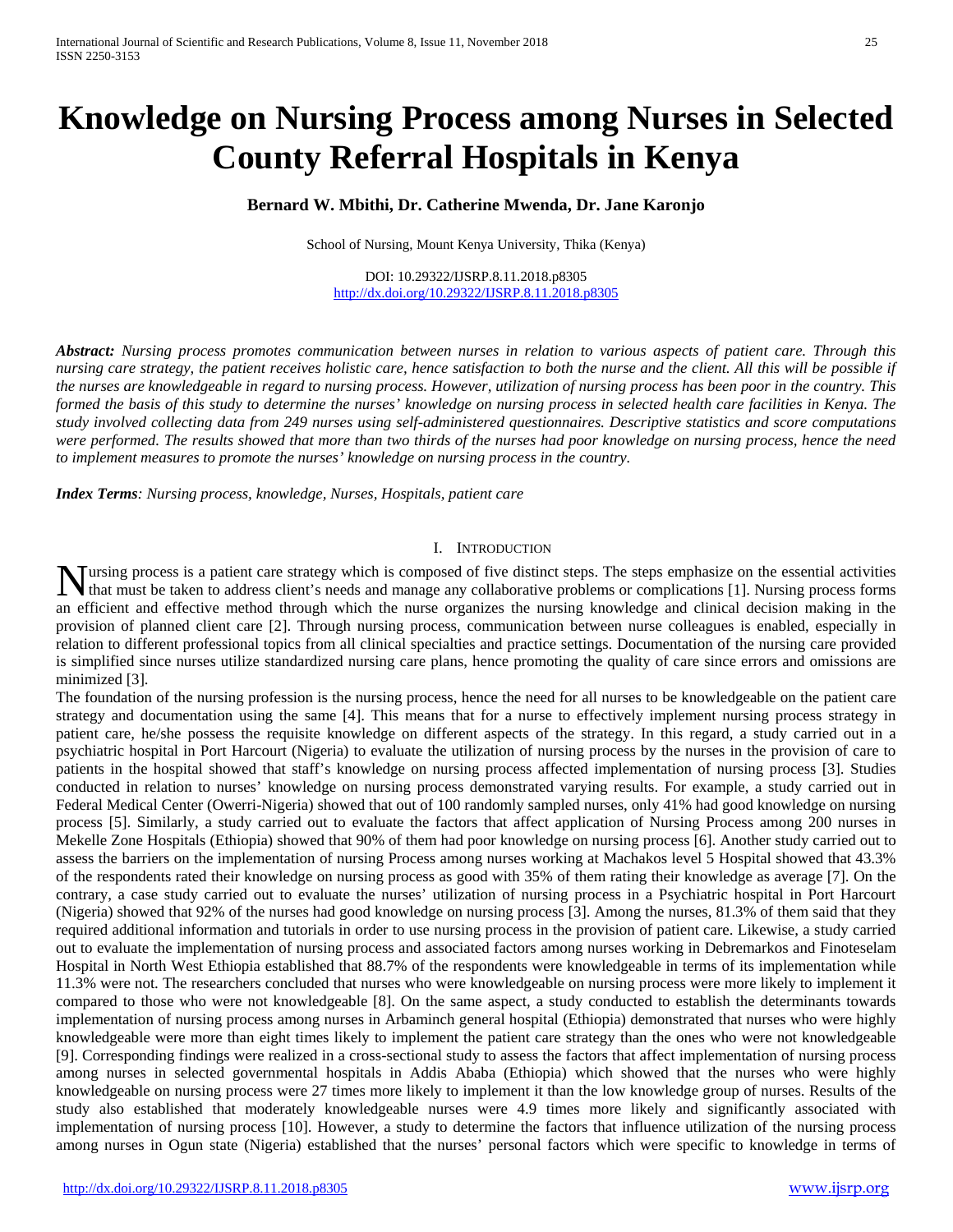# Knowledge on Nursing Process among Nurses in Selected County Referral Hospitals in Kenya

**Bernard W. Mbithi, Dr. Catherine Mwenda, Dr. Jane Karonjo**

School of Nursing, Mount Kenya University, Thika (Kenya)

DOI: 10.29322/IJSRP.8.11.2018.p8305
http://dx.doi.org/10.29322/IJSRP.8.11.2018.p8305

***Abstract:*** *Nursing process promotes communication between nurses in relation to various aspects of patient care. Through this nursing care strategy, the patient receives holistic care, hence satisfaction to both the nurse and the client. All this will be possible if the nurses are knowledgeable in regard to nursing process. However, utilization of nursing process has been poor in the country. This formed the basis of this study to determine the nurses' knowledge on nursing process in selected health care facilities in Kenya. The study involved collecting data from 249 nurses using self-administered questionnaires. Descriptive statistics and score computations were performed. The results showed that more than two thirds of the nurses had poor knowledge on nursing process, hence the need to implement measures to promote the nurses' knowledge on nursing process in the country.*

***Index Terms****: Nursing process, knowledge, Nurses, Hospitals, patient care*

## I. Introduction

Nursing process is a patient care strategy which is composed of five distinct steps. The steps emphasize on the essential activities that must be taken to address client's needs and manage any collaborative problems or complications [1]. Nursing process forms an efficient and effective method through which the nurse organizes the nursing knowledge and clinical decision making in the provision of planned client care [2]. Through nursing process, communication between nurse colleagues is enabled, especially in relation to different professional topics from all clinical specialties and practice settings. Documentation of the nursing care provided is simplified since nurses utilize standardized nursing care plans, hence promoting the quality of care since errors and omissions are minimized [3].

The foundation of the nursing profession is the nursing process, hence the need for all nurses to be knowledgeable on the patient care strategy and documentation using the same [4]. This means that for a nurse to effectively implement nursing process strategy in patient care, he/she possess the requisite knowledge on different aspects of the strategy. In this regard, a study carried out in a psychiatric hospital in Port Harcourt (Nigeria) to evaluate the utilization of nursing process by the nurses in the provision of care to patients in the hospital showed that staff's knowledge on nursing process affected implementation of nursing process [3]. Studies conducted in relation to nurses' knowledge on nursing process demonstrated varying results. For example, a study carried out in Federal Medical Center (Owerri-Nigeria) showed that out of 100 randomly sampled nurses, only 41% had good knowledge on nursing process [5]. Similarly, a study carried out to evaluate the factors that affect application of Nursing Process among 200 nurses in Mekelle Zone Hospitals (Ethiopia) showed that 90% of them had poor knowledge on nursing process [6]. Another study carried out to assess the barriers on the implementation of nursing Process among nurses working at Machakos level 5 Hospital showed that 43.3% of the respondents rated their knowledge on nursing process as good with 35% of them rating their knowledge as average [7]. On the contrary, a case study carried out to evaluate the nurses' utilization of nursing process in a Psychiatric hospital in Port Harcourt (Nigeria) showed that 92% of the nurses had good knowledge on nursing process [3]. Among the nurses, 81.3% of them said that they required additional information and tutorials in order to use nursing process in the provision of patient care. Likewise, a study carried out to evaluate the implementation of nursing process and associated factors among nurses working in Debremarkos and Finoteselam Hospital in North West Ethiopia established that 88.7% of the respondents were knowledgeable in terms of its implementation while 11.3% were not. The researchers concluded that nurses who were knowledgeable on nursing process were more likely to implement it compared to those who were not knowledgeable [8]. On the same aspect, a study conducted to establish the determinants towards implementation of nursing process among nurses in Arbaminch general hospital (Ethiopia) demonstrated that nurses who were highly knowledgeable were more than eight times likely to implement the patient care strategy than the ones who were not knowledgeable [9]. Corresponding findings were realized in a cross-sectional study to assess the factors that affect implementation of nursing process among nurses in selected governmental hospitals in Addis Ababa (Ethiopia) which showed that the nurses who were highly knowledgeable on nursing process were 27 times more likely to implement it than the low knowledge group of nurses. Results of the study also established that moderately knowledgeable nurses were 4.9 times more likely and significantly associated with implementation of nursing process [10]. However, a study to determine the factors that influence utilization of the nursing process among nurses in Ogun state (Nigeria) established that the nurses' personal factors which were specific to knowledge in terms of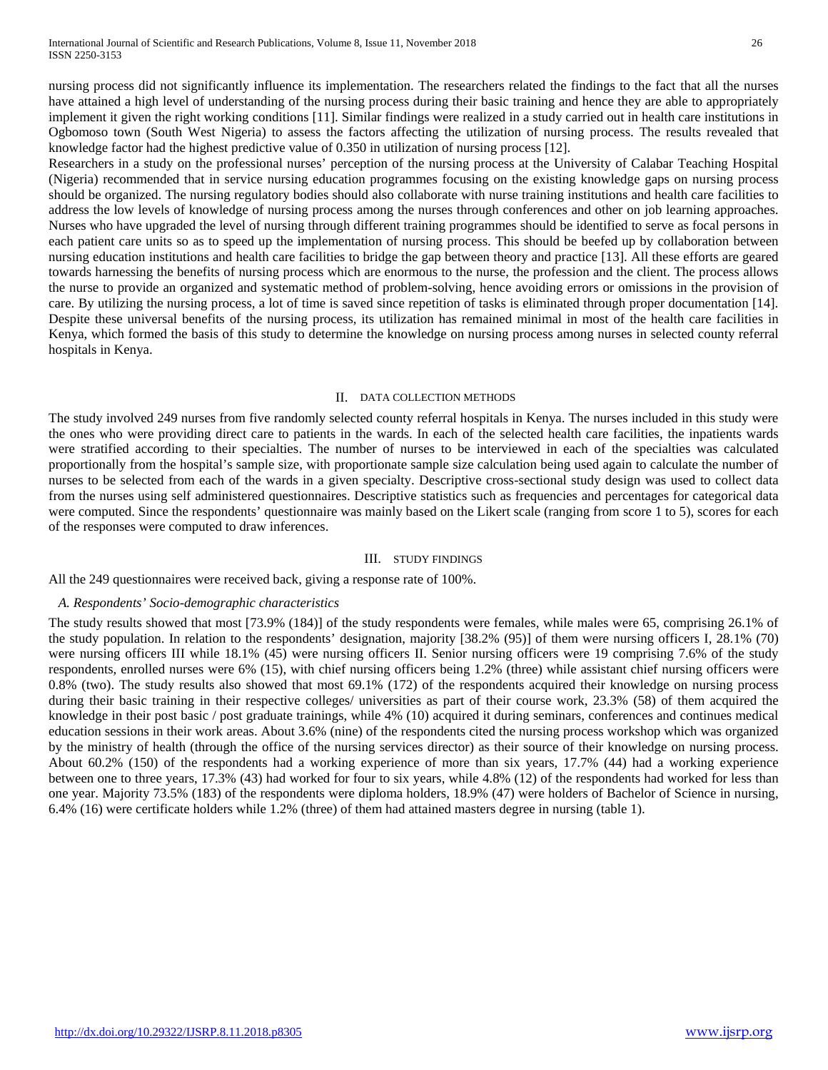nursing process did not significantly influence its implementation. The researchers related the findings to the fact that all the nurses have attained a high level of understanding of the nursing process during their basic training and hence they are able to appropriately implement it given the right working conditions [11]. Similar findings were realized in a study carried out in health care institutions in Ogbomoso town (South West Nigeria) to assess the factors affecting the utilization of nursing process. The results revealed that knowledge factor had the highest predictive value of 0.350 in utilization of nursing process [12].

Researchers in a study on the professional nurses' perception of the nursing process at the University of Calabar Teaching Hospital (Nigeria) recommended that in service nursing education programmes focusing on the existing knowledge gaps on nursing process should be organized. The nursing regulatory bodies should also collaborate with nurse training institutions and health care facilities to address the low levels of knowledge of nursing process among the nurses through conferences and other on job learning approaches. Nurses who have upgraded the level of nursing through different training programmes should be identified to serve as focal persons in each patient care units so as to speed up the implementation of nursing process. This should be beefed up by collaboration between nursing education institutions and health care facilities to bridge the gap between theory and practice [13]. All these efforts are geared towards harnessing the benefits of nursing process which are enormous to the nurse, the profession and the client. The process allows the nurse to provide an organized and systematic method of problem-solving, hence avoiding errors or omissions in the provision of care. By utilizing the nursing process, a lot of time is saved since repetition of tasks is eliminated through proper documentation [14]. Despite these universal benefits of the nursing process, its utilization has remained minimal in most of the health care facilities in Kenya, which formed the basis of this study to determine the knowledge on nursing process among nurses in selected county referral hospitals in Kenya.

## II. Data Collection Methods

The study involved 249 nurses from five randomly selected county referral hospitals in Kenya. The nurses included in this study were the ones who were providing direct care to patients in the wards. In each of the selected health care facilities, the inpatients wards were stratified according to their specialties. The number of nurses to be interviewed in each of the specialties was calculated proportionally from the hospital's sample size, with proportionate sample size calculation being used again to calculate the number of nurses to be selected from each of the wards in a given specialty. Descriptive cross-sectional study design was used to collect data from the nurses using self administered questionnaires. Descriptive statistics such as frequencies and percentages for categorical data were computed. Since the respondents' questionnaire was mainly based on the Likert scale (ranging from score 1 to 5), scores for each of the responses were computed to draw inferences.

## III. Study Findings

All the 249 questionnaires were received back, giving a response rate of 100%.

### *A. Respondents' Socio-demographic characteristics*

The study results showed that most [73.9% (184)] of the study respondents were females, while males were 65, comprising 26.1% of the study population. In relation to the respondents' designation, majority [38.2% (95)] of them were nursing officers I, 28.1% (70) were nursing officers III while 18.1% (45) were nursing officers II. Senior nursing officers were 19 comprising 7.6% of the study respondents, enrolled nurses were 6% (15), with chief nursing officers being 1.2% (three) while assistant chief nursing officers were 0.8% (two). The study results also showed that most 69.1% (172) of the respondents acquired their knowledge on nursing process during their basic training in their respective colleges/ universities as part of their course work, 23.3% (58) of them acquired the knowledge in their post basic / post graduate trainings, while 4% (10) acquired it during seminars, conferences and continues medical education sessions in their work areas. About 3.6% (nine) of the respondents cited the nursing process workshop which was organized by the ministry of health (through the office of the nursing services director) as their source of their knowledge on nursing process. About 60.2% (150) of the respondents had a working experience of more than six years, 17.7% (44) had a working experience between one to three years, 17.3% (43) had worked for four to six years, while 4.8% (12) of the respondents had worked for less than one year. Majority 73.5% (183) of the respondents were diploma holders, 18.9% (47) were holders of Bachelor of Science in nursing, 6.4% (16) were certificate holders while 1.2% (three) of them had attained masters degree in nursing (table 1).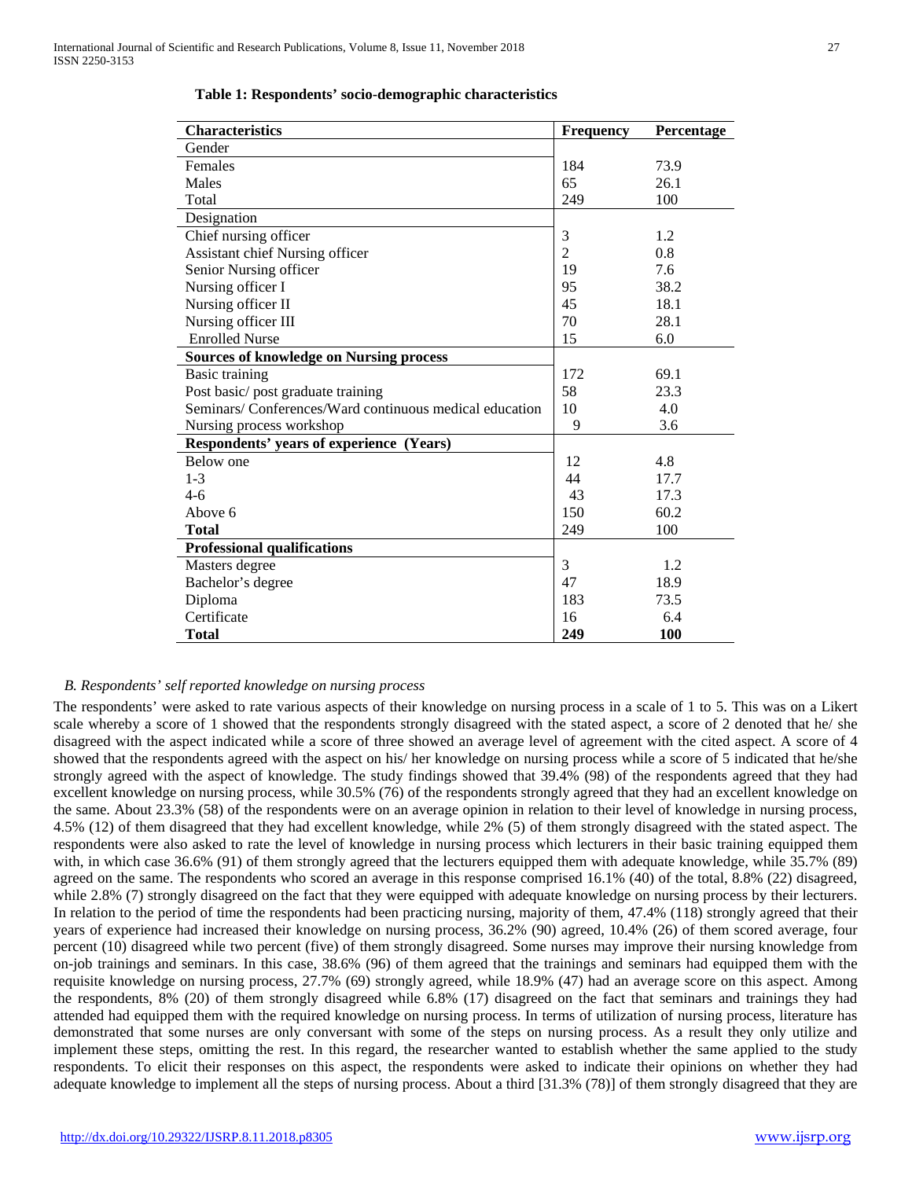**Table 1: Respondents' socio-demographic characteristics**

| Characteristics | Frequency | Percentage |
|---|---|---|
| Gender | | |
| Females | 184 | 73.9 |
| Males | 65 | 26.1 |
| Total | 249 | 100 |
| Designation | | |
| Chief nursing officer | 3 | 1.2 |
| Assistant chief Nursing officer | 2 | 0.8 |
| Senior Nursing officer | 19 | 7.6 |
| Nursing officer I | 95 | 38.2 |
| Nursing officer II | 45 | 18.1 |
| Nursing officer III | 70 | 28.1 |
| Enrolled Nurse | 15 | 6.0 |
| **Sources of knowledge on Nursing process** | | |
| Basic training | 172 | 69.1 |
| Post basic/ post graduate training | 58 | 23.3 |
| Seminars/ Conferences/Ward continuous medical education | 10 | 4.0 |
| Nursing process workshop | 9 | 3.6 |
| **Respondents' years of experience (Years)** | | |
| Below one | 12 | 4.8 |
| 1-3 | 44 | 17.7 |
| 4-6 | 43 | 17.3 |
| Above 6 | 150 | 60.2 |
| **Total** | 249 | 100 |
| **Professional qualifications** | | |
| Masters degree | 3 | 1.2 |
| Bachelor's degree | 47 | 18.9 |
| Diploma | 183 | 73.5 |
| Certificate | 16 | 6.4 |
| **Total** | **249** | **100** |

*B. Respondents' self reported knowledge on nursing process*

The respondents' were asked to rate various aspects of their knowledge on nursing process in a scale of 1 to 5. This was on a Likert scale whereby a score of 1 showed that the respondents strongly disagreed with the stated aspect, a score of 2 denoted that he/ she disagreed with the aspect indicated while a score of three showed an average level of agreement with the cited aspect. A score of 4 showed that the respondents agreed with the aspect on his/ her knowledge on nursing process while a score of 5 indicated that he/she strongly agreed with the aspect of knowledge. The study findings showed that 39.4% (98) of the respondents agreed that they had excellent knowledge on nursing process, while 30.5% (76) of the respondents strongly agreed that they had an excellent knowledge on the same. About 23.3% (58) of the respondents were on an average opinion in relation to their level of knowledge in nursing process, 4.5% (12) of them disagreed that they had excellent knowledge, while 2% (5) of them strongly disagreed with the stated aspect. The respondents were also asked to rate the level of knowledge in nursing process which lecturers in their basic training equipped them with, in which case 36.6% (91) of them strongly agreed that the lecturers equipped them with adequate knowledge, while 35.7% (89) agreed on the same. The respondents who scored an average in this response comprised 16.1% (40) of the total, 8.8% (22) disagreed, while 2.8% (7) strongly disagreed on the fact that they were equipped with adequate knowledge on nursing process by their lecturers. In relation to the period of time the respondents had been practicing nursing, majority of them, 47.4% (118) strongly agreed that their years of experience had increased their knowledge on nursing process, 36.2% (90) agreed, 10.4% (26) of them scored average, four percent (10) disagreed while two percent (five) of them strongly disagreed. Some nurses may improve their nursing knowledge from on-job trainings and seminars. In this case, 38.6% (96) of them agreed that the trainings and seminars had equipped them with the requisite knowledge on nursing process, 27.7% (69) strongly agreed, while 18.9% (47) had an average score on this aspect. Among the respondents, 8% (20) of them strongly disagreed while 6.8% (17) disagreed on the fact that seminars and trainings they had attended had equipped them with the required knowledge on nursing process. In terms of utilization of nursing process, literature has demonstrated that some nurses are only conversant with some of the steps on nursing process. As a result they only utilize and implement these steps, omitting the rest. In this regard, the researcher wanted to establish whether the same applied to the study respondents. To elicit their responses on this aspect, the respondents were asked to indicate their opinions on whether they had adequate knowledge to implement all the steps of nursing process. About a third [31.3% (78)] of them strongly disagreed that they are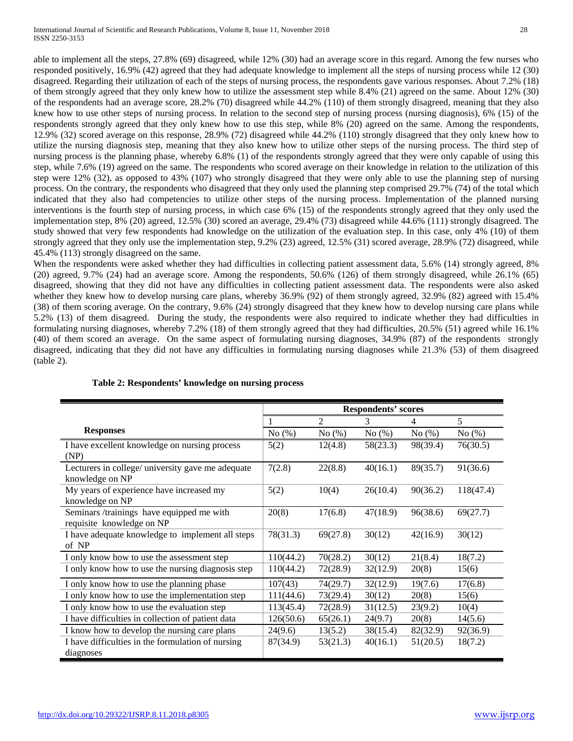able to implement all the steps, 27.8% (69) disagreed, while 12% (30) had an average score in this regard. Among the few nurses who responded positively, 16.9% (42) agreed that they had adequate knowledge to implement all the steps of nursing process while 12 (30) disagreed. Regarding their utilization of each of the steps of nursing process, the respondents gave various responses. About 7.2% (18) of them strongly agreed that they only knew how to utilize the assessment step while 8.4% (21) agreed on the same. About 12% (30) of the respondents had an average score, 28.2% (70) disagreed while 44.2% (110) of them strongly disagreed, meaning that they also knew how to use other steps of nursing process. In relation to the second step of nursing process (nursing diagnosis), 6% (15) of the respondents strongly agreed that they only knew how to use this step, while 8% (20) agreed on the same. Among the respondents, 12.9% (32) scored average on this response, 28.9% (72) disagreed while 44.2% (110) strongly disagreed that they only knew how to utilize the nursing diagnosis step, meaning that they also knew how to utilize other steps of the nursing process. The third step of nursing process is the planning phase, whereby 6.8% (1) of the respondents strongly agreed that they were only capable of using this step, while 7.6% (19) agreed on the same. The respondents who scored average on their knowledge in relation to the utilization of this step were 12% (32), as opposed to 43% (107) who strongly disagreed that they were only able to use the planning step of nursing process. On the contrary, the respondents who disagreed that they only used the planning step comprised 29.7% (74) of the total which indicated that they also had competencies to utilize other steps of the nursing process. Implementation of the planned nursing interventions is the fourth step of nursing process, in which case 6% (15) of the respondents strongly agreed that they only used the implementation step, 8% (20) agreed, 12.5% (30) scored an average, 29.4% (73) disagreed while 44.6% (111) strongly disagreed. The study showed that very few respondents had knowledge on the utilization of the evaluation step. In this case, only 4% (10) of them strongly agreed that they only use the implementation step, 9.2% (23) agreed, 12.5% (31) scored average, 28.9% (72) disagreed, while 45.4% (113) strongly disagreed on the same.

When the respondents were asked whether they had difficulties in collecting patient assessment data, 5.6% (14) strongly agreed, 8% (20) agreed, 9.7% (24) had an average score. Among the respondents, 50.6% (126) of them strongly disagreed, while 26.1% (65) disagreed, showing that they did not have any difficulties in collecting patient assessment data. The respondents were also asked whether they knew how to develop nursing care plans, whereby 36.9% (92) of them strongly agreed, 32.9% (82) agreed with 15.4% (38) of them scoring average. On the contrary, 9.6% (24) strongly disagreed that they knew how to develop nursing care plans while 5.2% (13) of them disagreed. During the study, the respondents were also required to indicate whether they had difficulties in formulating nursing diagnoses, whereby 7.2% (18) of them strongly agreed that they had difficulties, 20.5% (51) agreed while 16.1% (40) of them scored an average. On the same aspect of formulating nursing diagnoses, 34.9% (87) of the respondents strongly disagreed, indicating that they did not have any difficulties in formulating nursing diagnoses while 21.3% (53) of them disagreed (table 2).

**Table 2: Respondents' knowledge on nursing process**

| Responses | Respondents' scores | | | | |
|---|---|---|---|---|---|
| | 1 | 2 | 3 | 4 | 5 |
| | No (%) | No (%) | No (%) | No (%) | No (%) |
| I have excellent knowledge on nursing process (NP) | 5(2) | 12(4.8) | 58(23.3) | 98(39.4) | 76(30.5) |
| Lecturers in college/ university gave me adequate knowledge on NP | 7(2.8) | 22(8.8) | 40(16.1) | 89(35.7) | 91(36.6) |
| My years of experience have increased my knowledge on NP | 5(2) | 10(4) | 26(10.4) | 90(36.2) | 118(47.4) |
| Seminars /trainings have equipped me with requisite knowledge on NP | 20(8) | 17(6.8) | 47(18.9) | 96(38.6) | 69(27.7) |
| I have adequate knowledge to implement all steps of NP | 78(31.3) | 69(27.8) | 30(12) | 42(16.9) | 30(12) |
| I only know how to use the assessment step | 110(44.2) | 70(28.2) | 30(12) | 21(8.4) | 18(7.2) |
| I only know how to use the nursing diagnosis step | 110(44.2) | 72(28.9) | 32(12.9) | 20(8) | 15(6) |
| I only know how to use the planning phase | 107(43) | 74(29.7) | 32(12.9) | 19(7.6) | 17(6.8) |
| I only know how to use the implementation step | 111(44.6) | 73(29.4) | 30(12) | 20(8) | 15(6) |
| I only know how to use the evaluation step | 113(45.4) | 72(28.9) | 31(12.5) | 23(9.2) | 10(4) |
| I have difficulties in collection of patient data | 126(50.6) | 65(26.1) | 24(9.7) | 20(8) | 14(5.6) |
| I know how to develop the nursing care plans | 24(9.6) | 13(5.2) | 38(15.4) | 82(32.9) | 92(36.9) |
| I have difficulties in the formulation of nursing diagnoses | 87(34.9) | 53(21.3) | 40(16.1) | 51(20.5) | 18(7.2) |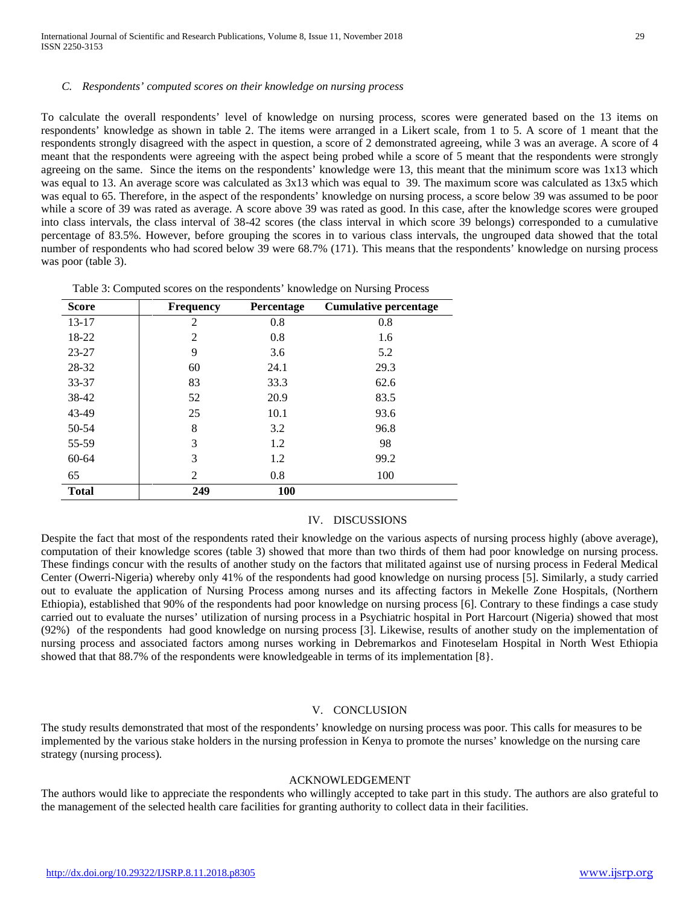### *C. Respondents' computed scores on their knowledge on nursing process*

To calculate the overall respondents' level of knowledge on nursing process, scores were generated based on the 13 items on respondents' knowledge as shown in table 2. The items were arranged in a Likert scale, from 1 to 5. A score of 1 meant that the respondents strongly disagreed with the aspect in question, a score of 2 demonstrated agreeing, while 3 was an average. A score of 4 meant that the respondents were agreeing with the aspect being probed while a score of 5 meant that the respondents were strongly agreeing on the same. Since the items on the respondents' knowledge were 13, this meant that the minimum score was 1x13 which was equal to 13. An average score was calculated as 3x13 which was equal to 39. The maximum score was calculated as 13x5 which was equal to 65. Therefore, in the aspect of the respondents' knowledge on nursing process, a score below 39 was assumed to be poor while a score of 39 was rated as average. A score above 39 was rated as good. In this case, after the knowledge scores were grouped into class intervals, the class interval of 38-42 scores (the class interval in which score 39 belongs) corresponded to a cumulative percentage of 83.5%. However, before grouping the scores in to various class intervals, the ungrouped data showed that the total number of respondents who had scored below 39 were 68.7% (171). This means that the respondents' knowledge on nursing process was poor (table 3).

Table 3: Computed scores on the respondents' knowledge on Nursing Process

| Score | Frequency | Percentage | Cumulative percentage |
|---|---|---|---|
| 13-17 | 2 | 0.8 | 0.8 |
| 18-22 | 2 | 0.8 | 1.6 |
| 23-27 | 9 | 3.6 | 5.2 |
| 28-32 | 60 | 24.1 | 29.3 |
| 33-37 | 83 | 33.3 | 62.6 |
| 38-42 | 52 | 20.9 | 83.5 |
| 43-49 | 25 | 10.1 | 93.6 |
| 50-54 | 8 | 3.2 | 96.8 |
| 55-59 | 3 | 1.2 | 98 |
| 60-64 | 3 | 1.2 | 99.2 |
| 65 | 2 | 0.8 | 100 |
| **Total** | **249** | **100** | |

## IV. DISCUSSIONS

Despite the fact that most of the respondents rated their knowledge on the various aspects of nursing process highly (above average), computation of their knowledge scores (table 3) showed that more than two thirds of them had poor knowledge on nursing process. These findings concur with the results of another study on the factors that militated against use of nursing process in Federal Medical Center (Owerri-Nigeria) whereby only 41% of the respondents had good knowledge on nursing process [5]. Similarly, a study carried out to evaluate the application of Nursing Process among nurses and its affecting factors in Mekelle Zone Hospitals, (Northern Ethiopia), established that 90% of the respondents had poor knowledge on nursing process [6]. Contrary to these findings a case study carried out to evaluate the nurses' utilization of nursing process in a Psychiatric hospital in Port Harcourt (Nigeria) showed that most (92%) of the respondents had good knowledge on nursing process [3]. Likewise, results of another study on the implementation of nursing process and associated factors among nurses working in Debremarkos and Finoteselam Hospital in North West Ethiopia showed that that 88.7% of the respondents were knowledgeable in terms of its implementation [8}.

## V. CONCLUSION

The study results demonstrated that most of the respondents' knowledge on nursing process was poor. This calls for measures to be implemented by the various stake holders in the nursing profession in Kenya to promote the nurses' knowledge on the nursing care strategy (nursing process).

## ACKNOWLEDGEMENT

The authors would like to appreciate the respondents who willingly accepted to take part in this study. The authors are also grateful to the management of the selected health care facilities for granting authority to collect data in their facilities.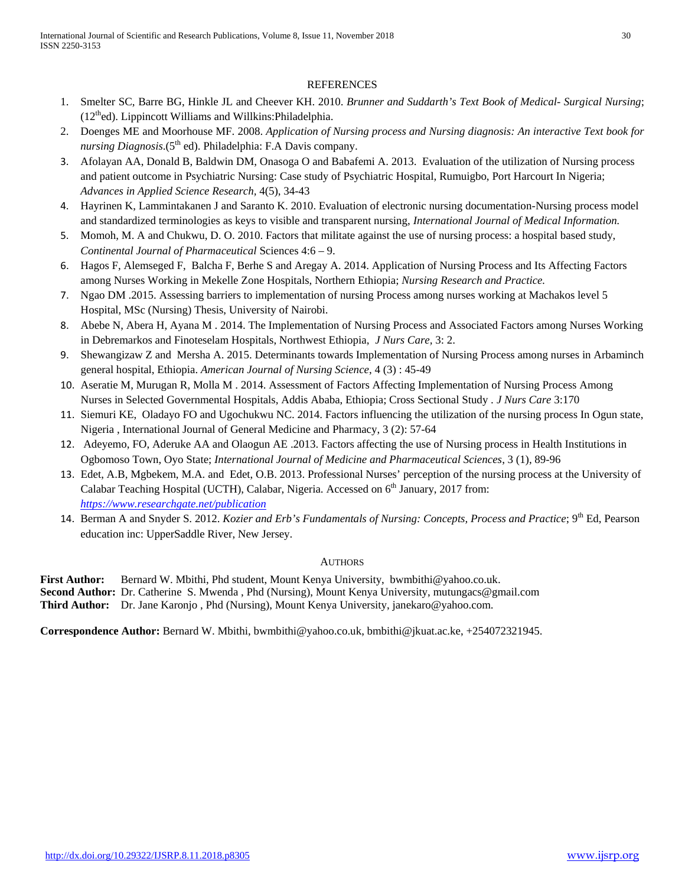## REFERENCES

1. Smelter SC, Barre BG, Hinkle JL and Cheever KH. 2010. *Brunner and Suddarth's Text Book of Medical- Surgical Nursing*; (12th ed). Lippincott Williams and Willkins:Philadelphia.
2. Doenges ME and Moorhouse MF. 2008. *Application of Nursing process and Nursing diagnosis: An interactive Text book for nursing Diagnosis*.(5th ed). Philadelphia: F.A Davis company.
3. Afolayan AA, Donald B, Baldwin DM, Onasoga O and Babafemi A. 2013. Evaluation of the utilization of Nursing process and patient outcome in Psychiatric Nursing: Case study of Psychiatric Hospital, Rumuigbo, Port Harcourt In Nigeria; *Advances in Applied Science Research*, 4(5), 34-43
4. Hayrinen K, Lammintakanen J and Saranto K. 2010. Evaluation of electronic nursing documentation-Nursing process model and standardized terminologies as keys to visible and transparent nursing, *International Journal of Medical Information.*
5. Momoh, M. A and Chukwu, D. O. 2010. Factors that militate against the use of nursing process: a hospital based study, *Continental Journal of Pharmaceutical* Sciences 4:6 – 9.
6. Hagos F, Alemseged F, Balcha F, Berhe S and Aregay A. 2014. Application of Nursing Process and Its Affecting Factors among Nurses Working in Mekelle Zone Hospitals, Northern Ethiopia; *Nursing Research and Practice.*
7. Ngao DM .2015. Assessing barriers to implementation of nursing Process among nurses working at Machakos level 5 Hospital, MSc (Nursing) Thesis, University of Nairobi.
8. Abebe N, Abera H, Ayana M . 2014. The Implementation of Nursing Process and Associated Factors among Nurses Working in Debremarkos and Finoteselam Hospitals, Northwest Ethiopia, *J Nurs Care*, 3: 2.
9. Shewangizaw Z and Mersha A. 2015. Determinants towards Implementation of Nursing Process among nurses in Arbaminch general hospital, Ethiopia. *American Journal of Nursing Science*, 4 (3) : 45-49
10. Aseratie M, Murugan R, Molla M . 2014. Assessment of Factors Affecting Implementation of Nursing Process Among Nurses in Selected Governmental Hospitals, Addis Ababa, Ethiopia; Cross Sectional Study . *J Nurs Care* 3:170
11. Siemuri KE, Oladayo FO and Ugochukwu NC. 2014. Factors influencing the utilization of the nursing process In Ogun state, Nigeria , International Journal of General Medicine and Pharmacy, 3 (2): 57-64
12. Adeyemo, FO, Aderuke AA and Olaogun AE .2013. Factors affecting the use of Nursing process in Health Institutions in Ogbomoso Town, Oyo State; *International Journal of Medicine and Pharmaceutical Sciences*, 3 (1), 89-96
13. Edet, A.B, Mgbekem, M.A. and Edet, O.B. 2013. Professional Nurses' perception of the nursing process at the University of Calabar Teaching Hospital (UCTH), Calabar, Nigeria. Accessed on 6th January, 2017 from: *https://www.researchgate.net/publication*
14. Berman A and Snyder S. 2012. *Kozier and Erb's Fundamentals of Nursing: Concepts, Process and Practice*; 9th Ed, Pearson education inc: UpperSaddle River, New Jersey.

## AUTHORS

**First Author:** Bernard W. Mbithi, Phd student, Mount Kenya University, bwmbithi@yahoo.co.uk.
**Second Author:** Dr. Catherine S. Mwenda , Phd (Nursing), Mount Kenya University, mutungacs@gmail.com
**Third Author:** Dr. Jane Karonjo , Phd (Nursing), Mount Kenya University, janekaro@yahoo.com.

**Correspondence Author:** Bernard W. Mbithi, bwmbithi@yahoo.co.uk, bmbithi@jkuat.ac.ke, +254072321945.